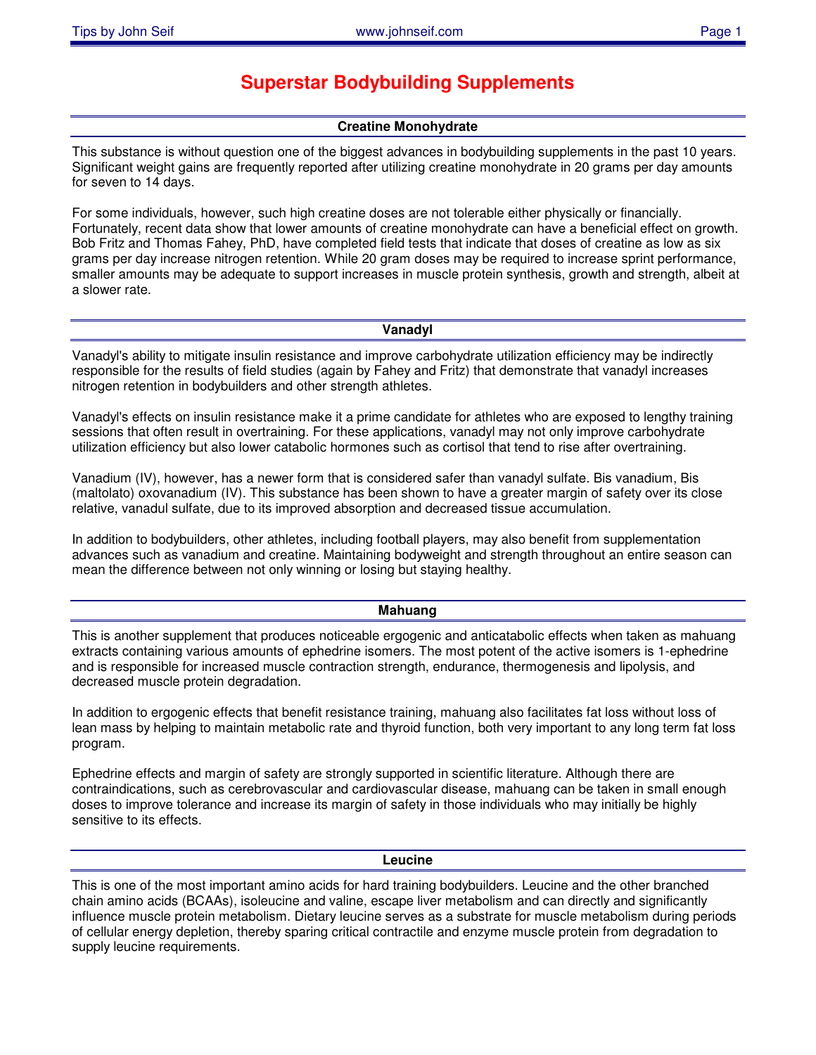# Superstar Bodybuilding Supplements

## Creatine Monohydrate

This substance is without question one of the biggest advances in bodybuilding supplements in the past 10 years. Significant weight gains are frequently reported after utilizing creatine monohydrate in 20 grams per day amounts for seven to 14 days.

For some individuals, however, such high creatine doses are not tolerable either physically or financially. Fortunately, recent data show that lower amounts of creatine monohydrate can have a beneficial effect on growth. Bob Fritz and Thomas Fahey, PhD, have completed field tests that indicate that doses of creatine as low as six grams per day increase nitrogen retention. While 20 gram doses may be required to increase sprint performance, smaller amounts may be adequate to support increases in muscle protein synthesis, growth and strength, albeit at a slower rate.

## Vanadyl

Vanadyl's ability to mitigate insulin resistance and improve carbohydrate utilization efficiency may be indirectly responsible for the results of field studies (again by Fahey and Fritz) that demonstrate that vanadyl increases nitrogen retention in bodybuilders and other strength athletes.

Vanadyl's effects on insulin resistance make it a prime candidate for athletes who are exposed to lengthy training sessions that often result in overtraining. For these applications, vanadyl may not only improve carbohydrate utilization efficiency but also lower catabolic hormones such as cortisol that tend to rise after overtraining.

Vanadium (IV), however, has a newer form that is considered safer than vanadyl sulfate. Bis vanadium, Bis (maltolato) oxovanadium (IV). This substance has been shown to have a greater margin of safety over its close relative, vanadul sulfate, due to its improved absorption and decreased tissue accumulation.

In addition to bodybuilders, other athletes, including football players, may also benefit from supplementation advances such as vanadium and creatine. Maintaining bodyweight and strength throughout an entire season can mean the difference between not only winning or losing but staying healthy.

## Mahuang

This is another supplement that produces noticeable ergogenic and anticatabolic effects when taken as mahuang extracts containing various amounts of ephedrine isomers. The most potent of the active isomers is 1-ephedrine and is responsible for increased muscle contraction strength, endurance, thermogenesis and lipolysis, and decreased muscle protein degradation.

In addition to ergogenic effects that benefit resistance training, mahuang also facilitates fat loss without loss of lean mass by helping to maintain metabolic rate and thyroid function, both very important to any long term fat loss program.

Ephedrine effects and margin of safety are strongly supported in scientific literature. Although there are contraindications, such as cerebrovascular and cardiovascular disease, mahuang can be taken in small enough doses to improve tolerance and increase its margin of safety in those individuals who may initially be highly sensitive to its effects.

## Leucine

This is one of the most important amino acids for hard training bodybuilders. Leucine and the other branched chain amino acids (BCAAs), isoleucine and valine, escape liver metabolism and can directly and significantly influence muscle protein metabolism. Dietary leucine serves as a substrate for muscle metabolism during periods of cellular energy depletion, thereby sparing critical contractile and enzyme muscle protein from degradation to supply leucine requirements.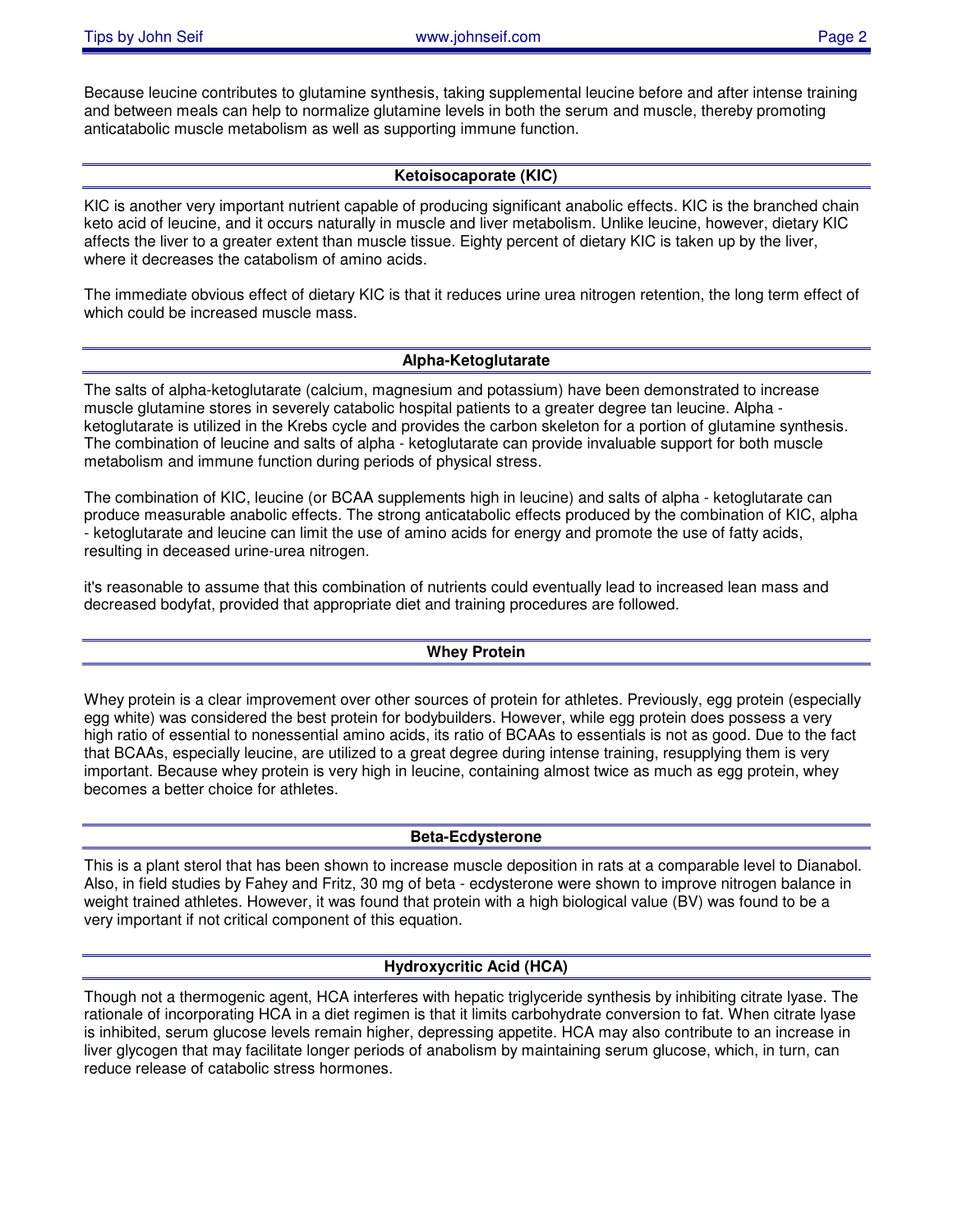Because leucine contributes to glutamine synthesis, taking supplemental leucine before and after intense training and between meals can help to normalize glutamine levels in both the serum and muscle, thereby promoting anticatabolic muscle metabolism as well as supporting immune function.

## Ketoisocaporate (KIC)

KIC is another very important nutrient capable of producing significant anabolic effects. KIC is the branched chain keto acid of leucine, and it occurs naturally in muscle and liver metabolism. Unlike leucine, however, dietary KIC affects the liver to a greater extent than muscle tissue. Eighty percent of dietary KIC is taken up by the liver, where it decreases the catabolism of amino acids.

The immediate obvious effect of dietary KIC is that it reduces urine urea nitrogen retention, the long term effect of which could be increased muscle mass.

## Alpha-Ketoglutarate

The salts of alpha-ketoglutarate (calcium, magnesium and potassium) have been demonstrated to increase muscle glutamine stores in severely catabolic hospital patients to a greater degree tan leucine. Alpha - ketoglutarate is utilized in the Krebs cycle and provides the carbon skeleton for a portion of glutamine synthesis. The combination of leucine and salts of alpha - ketoglutarate can provide invaluable support for both muscle metabolism and immune function during periods of physical stress.

The combination of KIC, leucine (or BCAA supplements high in leucine) and salts of alpha - ketoglutarate can produce measurable anabolic effects. The strong anticatabolic effects produced by the combination of KIC, alpha - ketoglutarate and leucine can limit the use of amino acids for energy and promote the use of fatty acids, resulting in deceased urine-urea nitrogen.

it's reasonable to assume that this combination of nutrients could eventually lead to increased lean mass and decreased bodyfat, provided that appropriate diet and training procedures are followed.

## Whey Protein

Whey protein is a clear improvement over other sources of protein for athletes. Previously, egg protein (especially egg white) was considered the best protein for bodybuilders. However, while egg protein does possess a very high ratio of essential to nonessential amino acids, its ratio of BCAAs to essentials is not as good. Due to the fact that BCAAs, especially leucine, are utilized to a great degree during intense training, resupplying them is very important. Because whey protein is very high in leucine, containing almost twice as much as egg protein, whey becomes a better choice for athletes.

## Beta-Ecdysterone

This is a plant sterol that has been shown to increase muscle deposition in rats at a comparable level to Dianabol. Also, in field studies by Fahey and Fritz, 30 mg of beta - ecdysterone were shown to improve nitrogen balance in weight trained athletes. However, it was found that protein with a high biological value (BV) was found to be a very important if not critical component of this equation.

## Hydroxycritic Acid (HCA)

Though not a thermogenic agent, HCA interferes with hepatic triglyceride synthesis by inhibiting citrate lyase. The rationale of incorporating HCA in a diet regimen is that it limits carbohydrate conversion to fat. When citrate lyase is inhibited, serum glucose levels remain higher, depressing appetite. HCA may also contribute to an increase in liver glycogen that may facilitate longer periods of anabolism by maintaining serum glucose, which, in turn, can reduce release of catabolic stress hormones.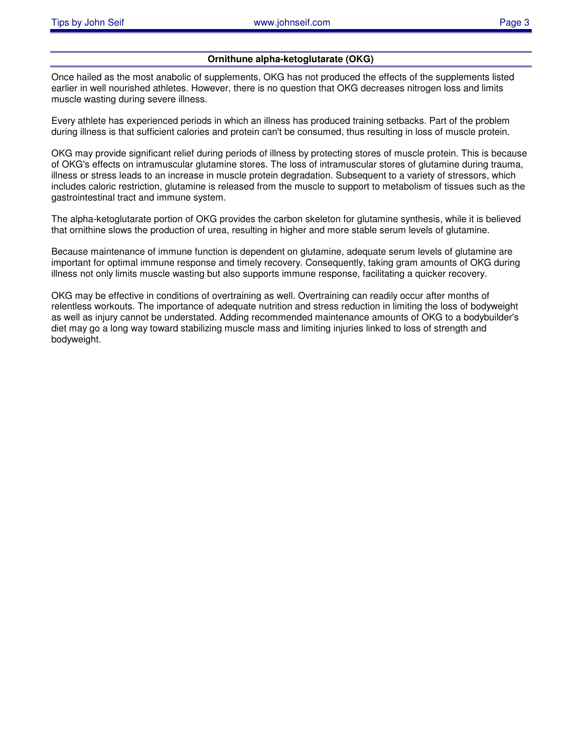## Ornithune alpha-ketoglutarate (OKG)

Once hailed as the most anabolic of supplements, OKG has not produced the effects of the supplements listed earlier in well nourished athletes. However, there is no question that OKG decreases nitrogen loss and limits muscle wasting during severe illness.

Every athlete has experienced periods in which an illness has produced training setbacks. Part of the problem during illness is that sufficient calories and protein can't be consumed, thus resulting in loss of muscle protein.

OKG may provide significant relief during periods of illness by protecting stores of muscle protein. This is because of OKG's effects on intramuscular glutamine stores. The loss of intramuscular stores of glutamine during trauma, illness or stress leads to an increase in muscle protein degradation. Subsequent to a variety of stressors, which includes caloric restriction, glutamine is released from the muscle to support to metabolism of tissues such as the gastrointestinal tract and immune system.

The alpha-ketoglutarate portion of OKG provides the carbon skeleton for glutamine synthesis, while it is believed that ornithine slows the production of urea, resulting in higher and more stable serum levels of glutamine.

Because maintenance of immune function is dependent on glutamine, adequate serum levels of glutamine are important for optimal immune response and timely recovery. Consequently, taking gram amounts of OKG during illness not only limits muscle wasting but also supports immune response, facilitating a quicker recovery.

OKG may be effective in conditions of overtraining as well. Overtraining can readily occur after months of relentless workouts. The importance of adequate nutrition and stress reduction in limiting the loss of bodyweight as well as injury cannot be understated. Adding recommended maintenance amounts of OKG to a bodybuilder's diet may go a long way toward stabilizing muscle mass and limiting injuries linked to loss of strength and bodyweight.